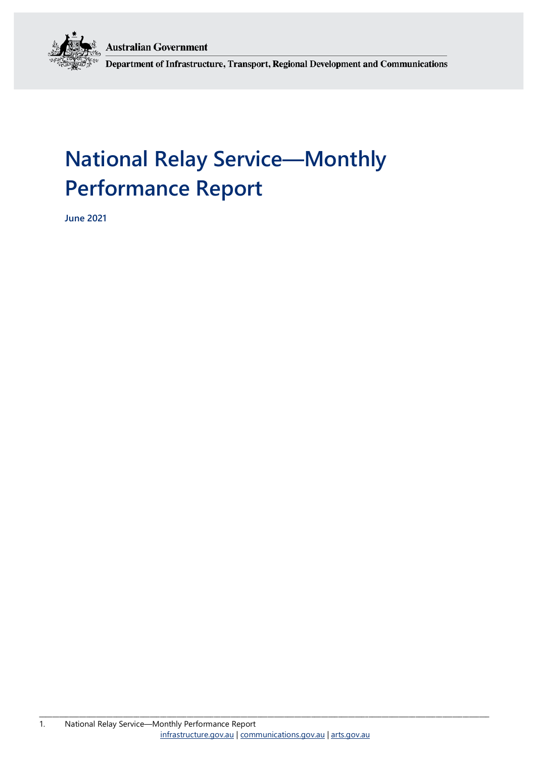Australian Government

Department of Infrastructure, Transport, Regional Development and Communications

# National Relay Service—Monthly Performance Report

**June 2021**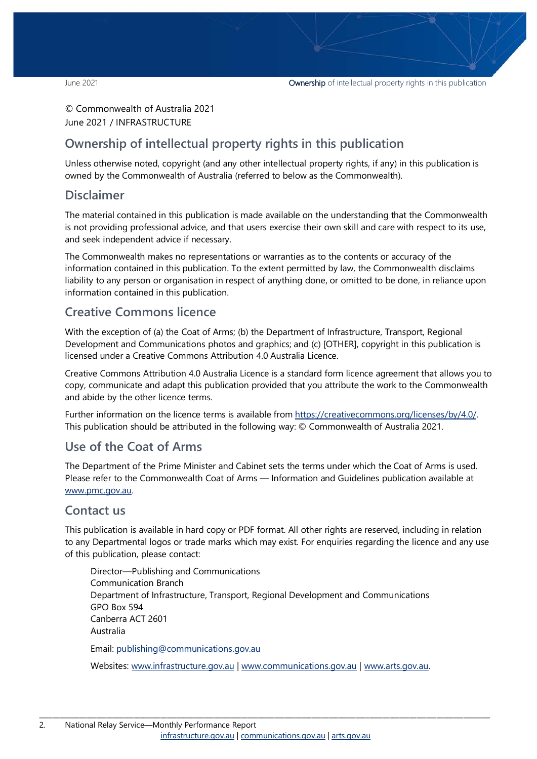© Commonwealth of Australia 2021
June 2021 / INFRASTRUCTURE

## Ownership of intellectual property rights in this publication

Unless otherwise noted, copyright (and any other intellectual property rights, if any) in this publication is owned by the Commonwealth of Australia (referred to below as the Commonwealth).

## Disclaimer

The material contained in this publication is made available on the understanding that the Commonwealth is not providing professional advice, and that users exercise their own skill and care with respect to its use, and seek independent advice if necessary.

The Commonwealth makes no representations or warranties as to the contents or accuracy of the information contained in this publication. To the extent permitted by law, the Commonwealth disclaims liability to any person or organisation in respect of anything done, or omitted to be done, in reliance upon information contained in this publication.

## Creative Commons licence

With the exception of (a) the Coat of Arms; (b) the Department of Infrastructure, Transport, Regional Development and Communications photos and graphics; and (c) [OTHER], copyright in this publication is licensed under a Creative Commons Attribution 4.0 Australia Licence.

Creative Commons Attribution 4.0 Australia Licence is a standard form licence agreement that allows you to copy, communicate and adapt this publication provided that you attribute the work to the Commonwealth and abide by the other licence terms.

Further information on the licence terms is available from https://creativecommons.org/licenses/by/4.0/. This publication should be attributed in the following way: © Commonwealth of Australia 2021.

## Use of the Coat of Arms

The Department of the Prime Minister and Cabinet sets the terms under which the Coat of Arms is used. Please refer to the Commonwealth Coat of Arms — Information and Guidelines publication available at www.pmc.gov.au.

## Contact us

This publication is available in hard copy or PDF format. All other rights are reserved, including in relation to any Departmental logos or trade marks which may exist. For enquiries regarding the licence and any use of this publication, please contact:

Director—Publishing and Communications
Communication Branch
Department of Infrastructure, Transport, Regional Development and Communications
GPO Box 594
Canberra ACT 2601
Australia

Email: publishing@communications.gov.au

Websites: www.infrastructure.gov.au | www.communications.gov.au | www.arts.gov.au.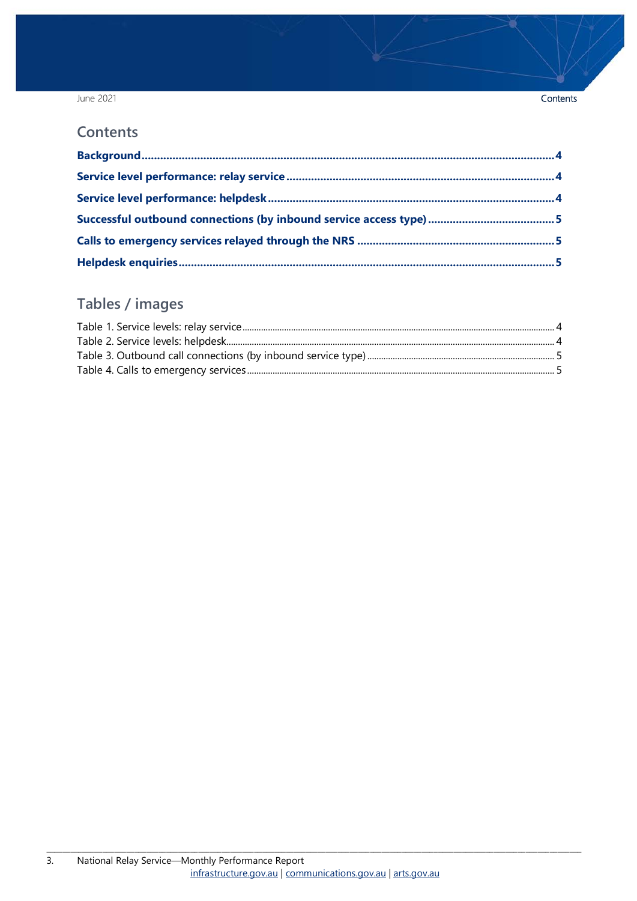## Contents

**Background** ..... 4

**Service level performance: relay service** ..... 4

**Service level performance: helpdesk** ..... 4

**Successful outbound connections (by inbound service access type)** ..... 5

**Calls to emergency services relayed through the NRS** ..... 5

**Helpdesk enquiries** ..... 5

## Tables / images

Table 1. Service levels: relay service ..... 4
Table 2. Service levels: helpdesk ..... 4
Table 3. Outbound call connections (by inbound service type) ..... 5
Table 4. Calls to emergency services ..... 5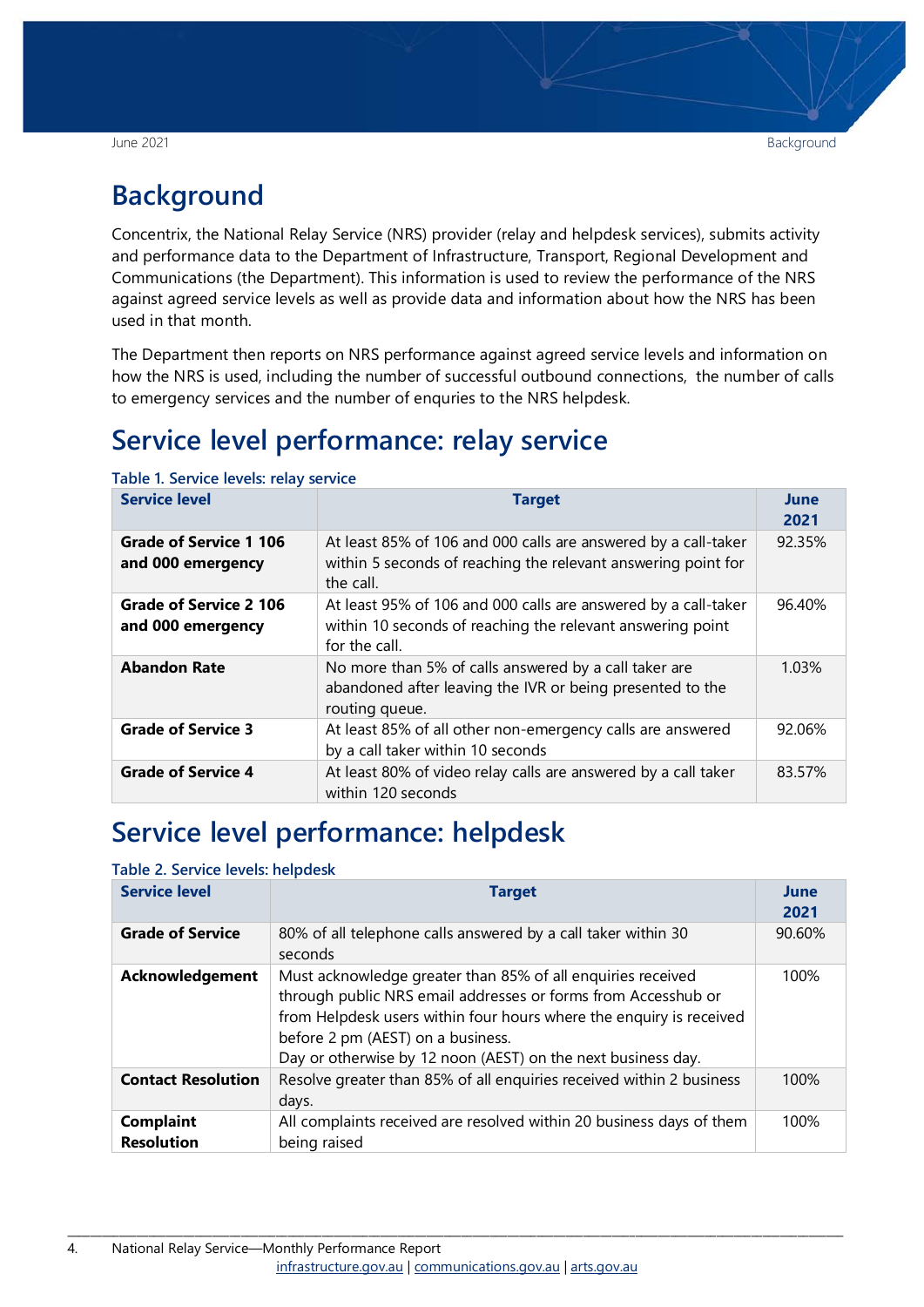# Background

Concentrix, the National Relay Service (NRS) provider (relay and helpdesk services), submits activity and performance data to the Department of Infrastructure, Transport, Regional Development and Communications (the Department). This information is used to review the performance of the NRS against agreed service levels as well as provide data and information about how the NRS has been used in that month.

The Department then reports on NRS performance against agreed service levels and information on how the NRS is used, including the number of successful outbound connections, the number of calls to emergency services and the number of enquries to the NRS helpdesk.

# Service level performance: relay service

**Table 1. Service levels: relay service**

| Service level | Target | June 2021 |
|---|---|---|
| **Grade of Service 1 106 and 000 emergency** | At least 85% of 106 and 000 calls are answered by a call-taker within 5 seconds of reaching the relevant answering point for the call. | 92.35% |
| **Grade of Service 2 106 and 000 emergency** | At least 95% of 106 and 000 calls are answered by a call-taker within 10 seconds of reaching the relevant answering point for the call. | 96.40% |
| **Abandon Rate** | No more than 5% of calls answered by a call taker are abandoned after leaving the IVR or being presented to the routing queue. | 1.03% |
| **Grade of Service 3** | At least 85% of all other non-emergency calls are answered by a call taker within 10 seconds | 92.06% |
| **Grade of Service 4** | At least 80% of video relay calls are answered by a call taker within 120 seconds | 83.57% |

# Service level performance: helpdesk

**Table 2. Service levels: helpdesk**

| Service level | Target | June 2021 |
|---|---|---|
| **Grade of Service** | 80% of all telephone calls answered by a call taker within 30 seconds | 90.60% |
| **Acknowledgement** | Must acknowledge greater than 85% of all enquiries received through public NRS email addresses or forms from Accesshub or from Helpdesk users within four hours where the enquiry is received before 2 pm (AEST) on a business. Day or otherwise by 12 noon (AEST) on the next business day. | 100% |
| **Contact Resolution** | Resolve greater than 85% of all enquiries received within 2 business days. | 100% |
| **Complaint Resolution** | All complaints received are resolved within 20 business days of them being raised | 100% |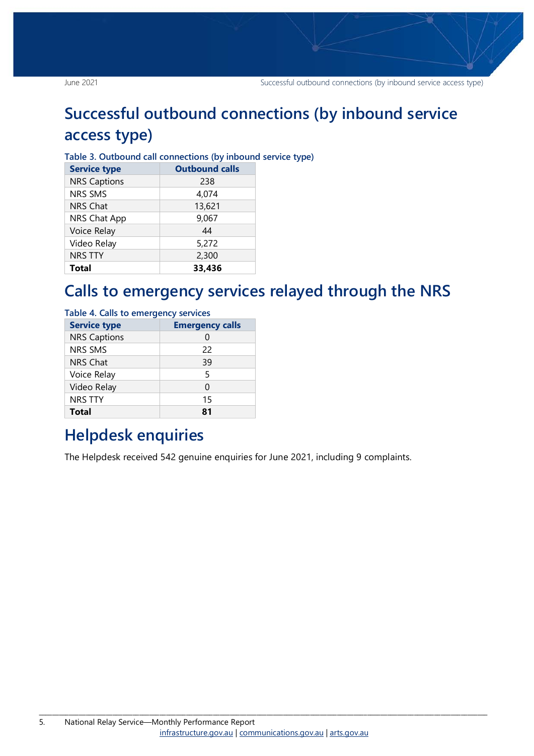# Successful outbound connections (by inbound service access type)

**Table 3. Outbound call connections (by inbound service type)**

| Service type | Outbound calls |
|---|---|
| NRS Captions | 238 |
| NRS SMS | 4,074 |
| NRS Chat | 13,621 |
| NRS Chat App | 9,067 |
| Voice Relay | 44 |
| Video Relay | 5,272 |
| NRS TTY | 2,300 |
| **Total** | **33,436** |

# Calls to emergency services relayed through the NRS

**Table 4. Calls to emergency services**

| Service type | Emergency calls |
|---|---|
| NRS Captions | 0 |
| NRS SMS | 22 |
| NRS Chat | 39 |
| Voice Relay | 5 |
| Video Relay | 0 |
| NRS TTY | 15 |
| **Total** | **81** |

# Helpdesk enquiries

The Helpdesk received 542 genuine enquiries for June 2021, including 9 complaints.